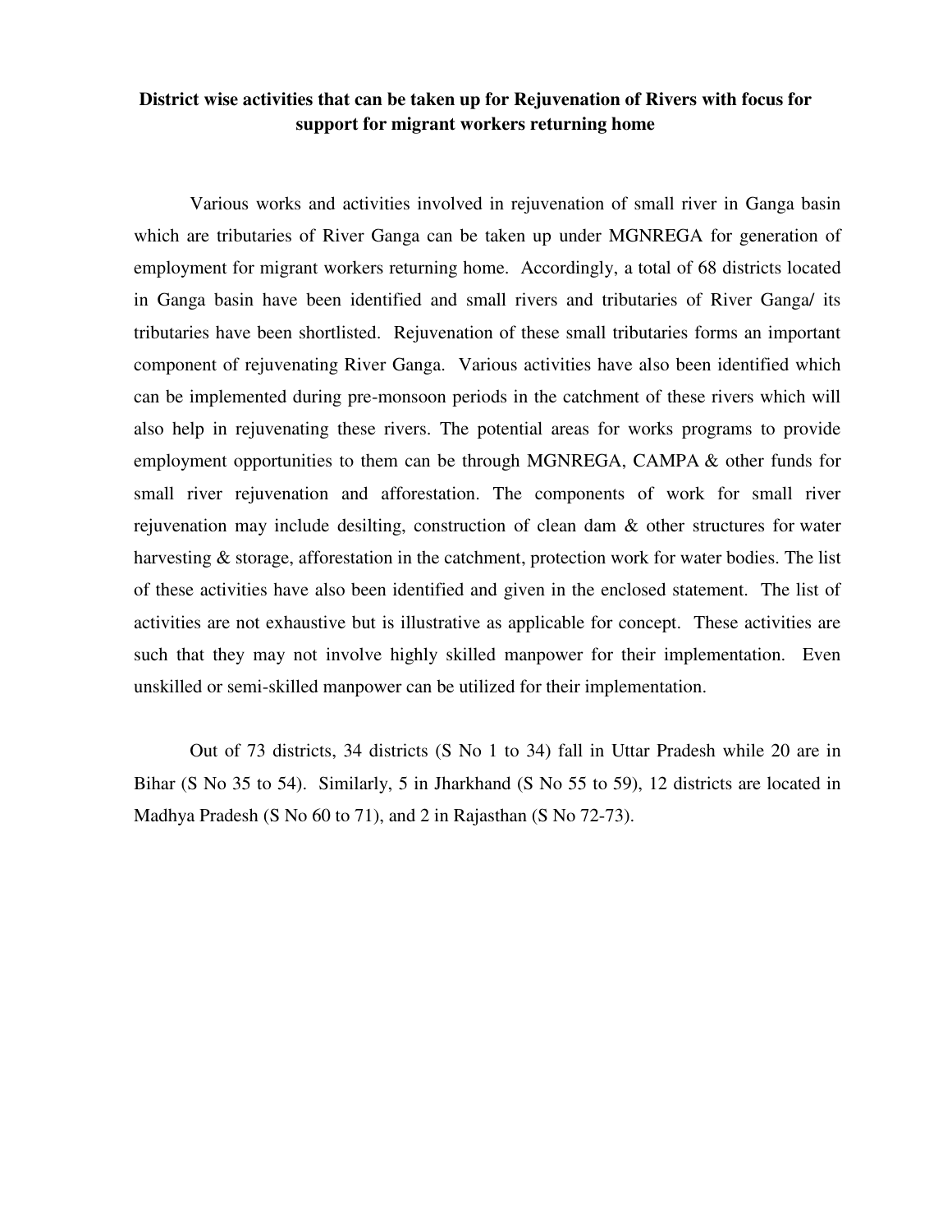# District wise activities that can be taken up for Rejuvenation of Rivers with focus for support for migrant workers returning home

Various works and activities involved in rejuvenation of small river in Ganga basin which are tributaries of River Ganga can be taken up under MGNREGA for generation of employment for migrant workers returning home. Accordingly, a total of 68 districts located in Ganga basin have been identified and small rivers and tributaries of River Ganga/ its tributaries have been shortlisted. Rejuvenation of these small tributaries forms an important component of rejuvenating River Ganga. Various activities have also been identified which can be implemented during pre-monsoon periods in the catchment of these rivers which will also help in rejuvenating these rivers. The potential areas for works programs to provide employment opportunities to them can be through MGNREGA, CAMPA & other funds for small river rejuvenation and afforestation. The components of work for small river rejuvenation may include desilting, construction of clean dam & other structures for water harvesting & storage, afforestation in the catchment, protection work for water bodies. The list of these activities have also been identified and given in the enclosed statement. The list of activities are not exhaustive but is illustrative as applicable for concept. These activities are such that they may not involve highly skilled manpower for their implementation. Even unskilled or semi-skilled manpower can be utilized for their implementation.

Out of 73 districts, 34 districts (S No 1 to 34) fall in Uttar Pradesh while 20 are in Bihar (S No 35 to 54). Similarly, 5 in Jharkhand (S No 55 to 59), 12 districts are located in Madhya Pradesh (S No 60 to 71), and 2 in Rajasthan (S No 72-73).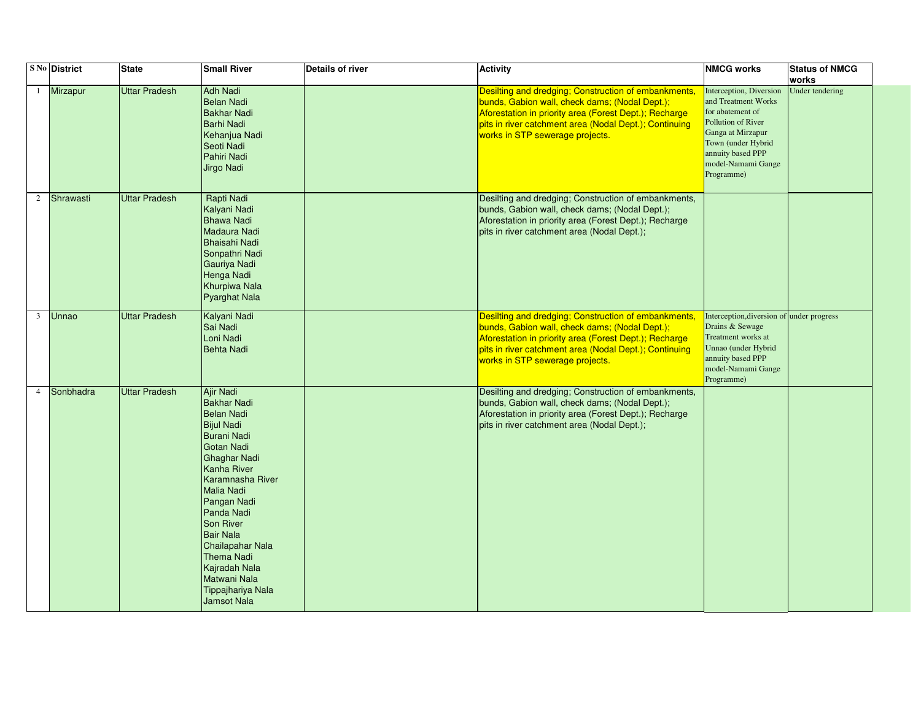| S No | District | State | Small River | Details of river | Activity | NMCG works | Status of NMCG works |
|---|---|---|---|---|---|---|---|
| 1 | Mirzapur | Uttar Pradesh | Adh Nadi<br>Belan Nadi<br>Bakhar Nadi<br>Barhi Nadi<br>Kehanjua Nadi<br>Seoti Nadi<br>Pahiri Nadi<br>Jirgo Nadi | | Desilting and dredging; Construction of embankments, bunds, Gabion wall, check dams; (Nodal Dept.); Aforestation in priority area (Forest Dept.); Recharge pits in river catchment area (Nodal Dept.); Continuing works in STP sewerage projects. | Interception, Diversion and Treatment Works for abatement of Pollution of River Ganga at Mirzapur Town (under Hybrid annuity based PPP model-Namami Gange Programme) | Under tendering |
| 2 | Shrawasti | Uttar Pradesh | Rapti Nadi<br>Kalyani Nadi<br>Bhawa Nadi<br>Madaura Nadi<br>Bhaisahi Nadi<br>Sonpathri Nadi<br>Gauriya Nadi<br>Henga Nadi<br>Khurpiwa Nala<br>Pyarghat Nala | | Desilting and dredging; Construction of embankments, bunds, Gabion wall, check dams; (Nodal Dept.); Aforestation in priority area (Forest Dept.); Recharge pits in river catchment area (Nodal Dept.); | | |
| 3 | Unnao | Uttar Pradesh | Kalyani Nadi<br>Sai Nadi<br>Loni Nadi<br>Behta Nadi | | Desilting and dredging; Construction of embankments, bunds, Gabion wall, check dams; (Nodal Dept.); Aforestation in priority area (Forest Dept.); Recharge pits in river catchment area (Nodal Dept.); Continuing works in STP sewerage projects. | Interception,diversion of Drains & Sewage Treatment works at Unnao (under Hybrid annuity based PPP model-Namami Gange Programme) | under progress |
| 4 | Sonbhadra | Uttar Pradesh | Ajir Nadi<br>Bakhar Nadi<br>Belan Nadi<br>Bijul Nadi<br>Burani Nadi<br>Gotan Nadi<br>Ghaghar Nadi<br>Kanha River<br>Karamnasha River<br>Malia Nadi<br>Pangan Nadi<br>Panda Nadi<br>Son River<br>Bair Nala<br>Chailapahar Nala<br>Thema Nadi<br>Kajradah Nala<br>Matwani Nala<br>Tippajhariya Nala<br>Jamsot Nala | | Desilting and dredging; Construction of embankments, bunds, Gabion wall, check dams; (Nodal Dept.); Aforestation in priority area (Forest Dept.); Recharge pits in river catchment area (Nodal Dept.); | | |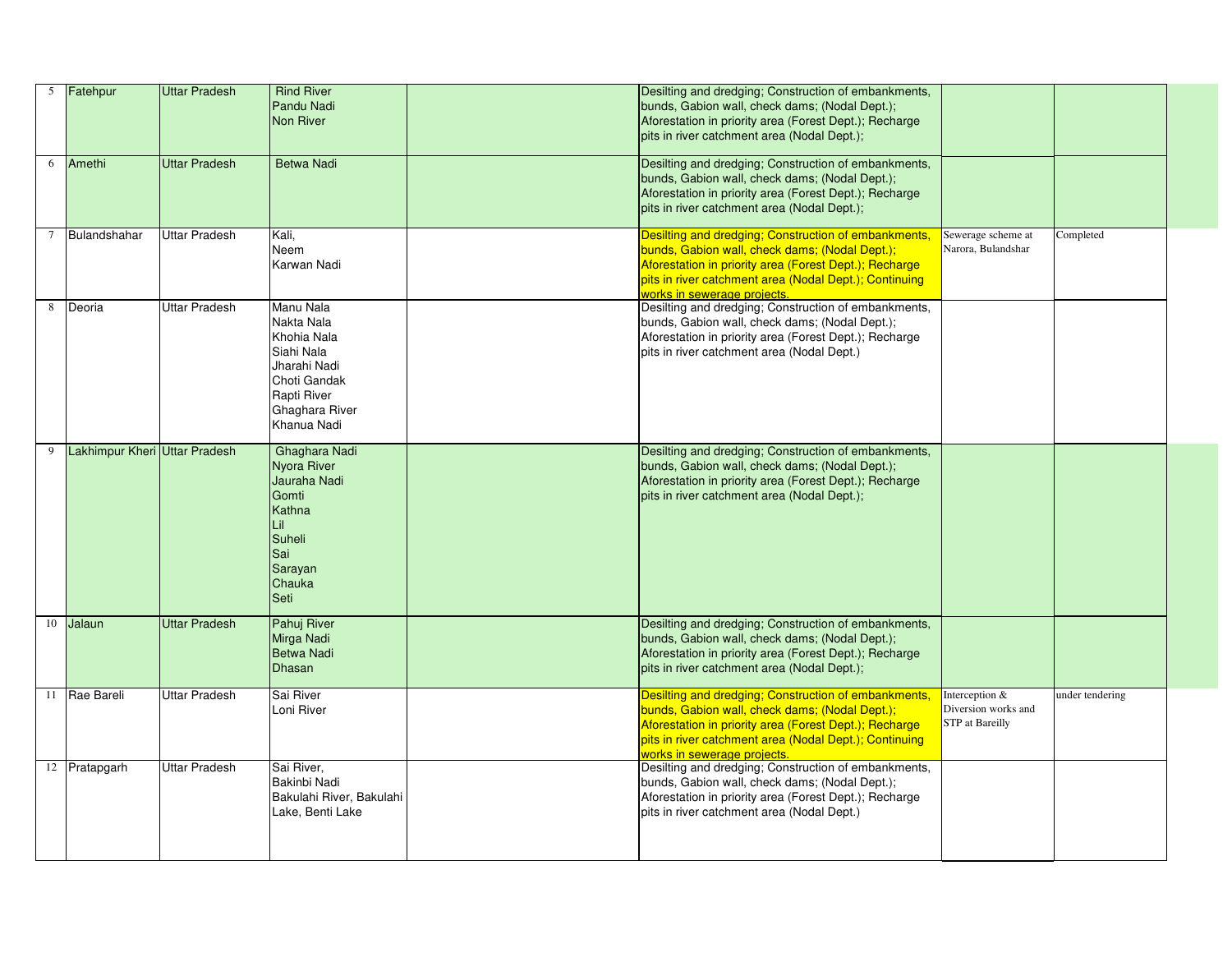| 5 | Fatehpur | Uttar Pradesh | Rind River<br>Pandu Nadi<br>Non River | | Desilting and dredging; Construction of embankments, bunds, Gabion wall, check dams; (Nodal Dept.); Aforestation in priority area (Forest Dept.); Recharge pits in river catchment area (Nodal Dept.); | | |
|---|---|---|---|---|---|---|---|
| 6 | Amethi | Uttar Pradesh | Betwa Nadi | | Desilting and dredging; Construction of embankments, bunds, Gabion wall, check dams; (Nodal Dept.); Aforestation in priority area (Forest Dept.); Recharge pits in river catchment area (Nodal Dept.); | | |
| 7 | Bulandshahar | Uttar Pradesh | Kali,<br>Neem<br>Karwan Nadi | | Desilting and dredging; Construction of embankments, bunds, Gabion wall, check dams; (Nodal Dept.); Aforestation in priority area (Forest Dept.); Recharge pits in river catchment area (Nodal Dept.); Continuing works in sewerage projects. | Sewerage scheme at Narora, Bulandshar | Completed |
| 8 | Deoria | Uttar Pradesh | Manu Nala<br>Nakta Nala<br>Khohia Nala<br>Siahi Nala<br>Jharahi Nadi<br>Choti Gandak<br>Rapti River<br>Ghaghara River<br>Khanua Nadi | | Desilting and dredging; Construction of embankments, bunds, Gabion wall, check dams; (Nodal Dept.); Aforestation in priority area (Forest Dept.); Recharge pits in river catchment area (Nodal Dept.) | | |
| 9 | Lakhimpur Kheri | Uttar Pradesh | Ghaghara Nadi<br>Nyora River<br>Jauraha Nadi<br>Gomti<br>Kathna<br>Lil<br>Suheli<br>Sai<br>Sarayan<br>Chauka<br>Seti | | Desilting and dredging; Construction of embankments, bunds, Gabion wall, check dams; (Nodal Dept.); Aforestation in priority area (Forest Dept.); Recharge pits in river catchment area (Nodal Dept.); | | |
| 10 | Jalaun | Uttar Pradesh | Pahuj River<br>Mirga Nadi<br>Betwa Nadi<br>Dhasan | | Desilting and dredging; Construction of embankments, bunds, Gabion wall, check dams; (Nodal Dept.); Aforestation in priority area (Forest Dept.); Recharge pits in river catchment area (Nodal Dept.); | | |
| 11 | Rae Bareli | Uttar Pradesh | Sai River<br>Loni River | | Desilting and dredging; Construction of embankments, bunds, Gabion wall, check dams; (Nodal Dept.); Aforestation in priority area (Forest Dept.); Recharge pits in river catchment area (Nodal Dept.); Continuing works in sewerage projects. | Interception & Diversion works and STP at Bareilly | under tendering |
| 12 | Pratapgarh | Uttar Pradesh | Sai River,<br>Bakinbi Nadi<br>Bakulahi River, Bakulahi Lake, Benti Lake | | Desilting and dredging; Construction of embankments, bunds, Gabion wall, check dams; (Nodal Dept.); Aforestation in priority area (Forest Dept.); Recharge pits in river catchment area (Nodal Dept.) | | |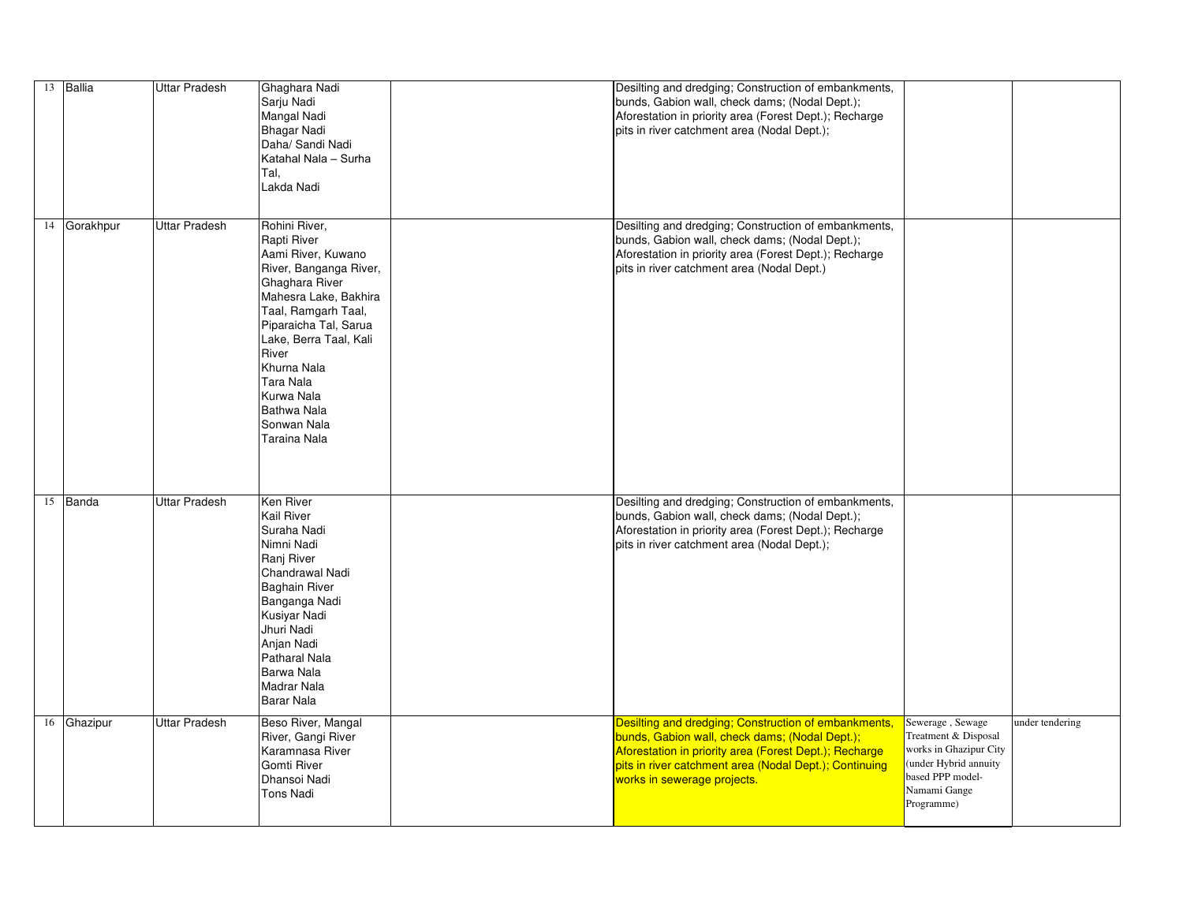| 13 | Ballia | Uttar Pradesh | Ghaghara Nadi<br>Sarju Nadi<br>Mangal Nadi<br>Bhagar Nadi<br>Daha/ Sandi Nadi<br>Katahal Nala – Surha Tal,<br>Lakda Nadi | | Desilting and dredging; Construction of embankments, bunds, Gabion wall, check dams; (Nodal Dept.); Aforestation in priority area (Forest Dept.); Recharge pits in river catchment area (Nodal Dept.); | | |
|---|---|---|---|---|---|---|---|
| 14 | Gorakhpur | Uttar Pradesh | Rohini River,<br>Rapti River<br>Aami River, Kuwano River, Banganga River, Ghaghara River<br>Mahesra Lake, Bakhira Taal, Ramgarh Taal, Piparaicha Tal, Sarua Lake, Berra Taal, Kali River<br>Khurna Nala<br>Tara Nala<br>Kurwa Nala<br>Bathwa Nala<br>Sonwan Nala<br>Taraina Nala | | Desilting and dredging; Construction of embankments, bunds, Gabion wall, check dams; (Nodal Dept.); Aforestation in priority area (Forest Dept.); Recharge pits in river catchment area (Nodal Dept.) | | |
| 15 | Banda | Uttar Pradesh | Ken River<br>Kail River<br>Suraha Nadi<br>Nimni Nadi<br>Ranj River<br>Chandrawal Nadi<br>Baghain River<br>Banganga Nadi<br>Kusiyar Nadi<br>Jhuri Nadi<br>Anjan Nadi<br>Patharal Nala<br>Barwa Nala<br>Madrar Nala<br>Barar Nala | | Desilting and dredging; Construction of embankments, bunds, Gabion wall, check dams; (Nodal Dept.); Aforestation in priority area (Forest Dept.); Recharge pits in river catchment area (Nodal Dept.); | | |
| 16 | Ghazipur | Uttar Pradesh | Beso River, Mangal River, Gangi River<br>Karamnasa River<br>Gomti River<br>Dhansoi Nadi<br>Tons Nadi | | Desilting and dredging; Construction of embankments, bunds, Gabion wall, check dams; (Nodal Dept.); Aforestation in priority area (Forest Dept.); Recharge pits in river catchment area (Nodal Dept.); Continuing works in sewerage projects. | Sewerage , Sewage Treatment & Disposal works in Ghazipur City (under Hybrid annuity based PPP model- Namami Gange Programme) | under tendering |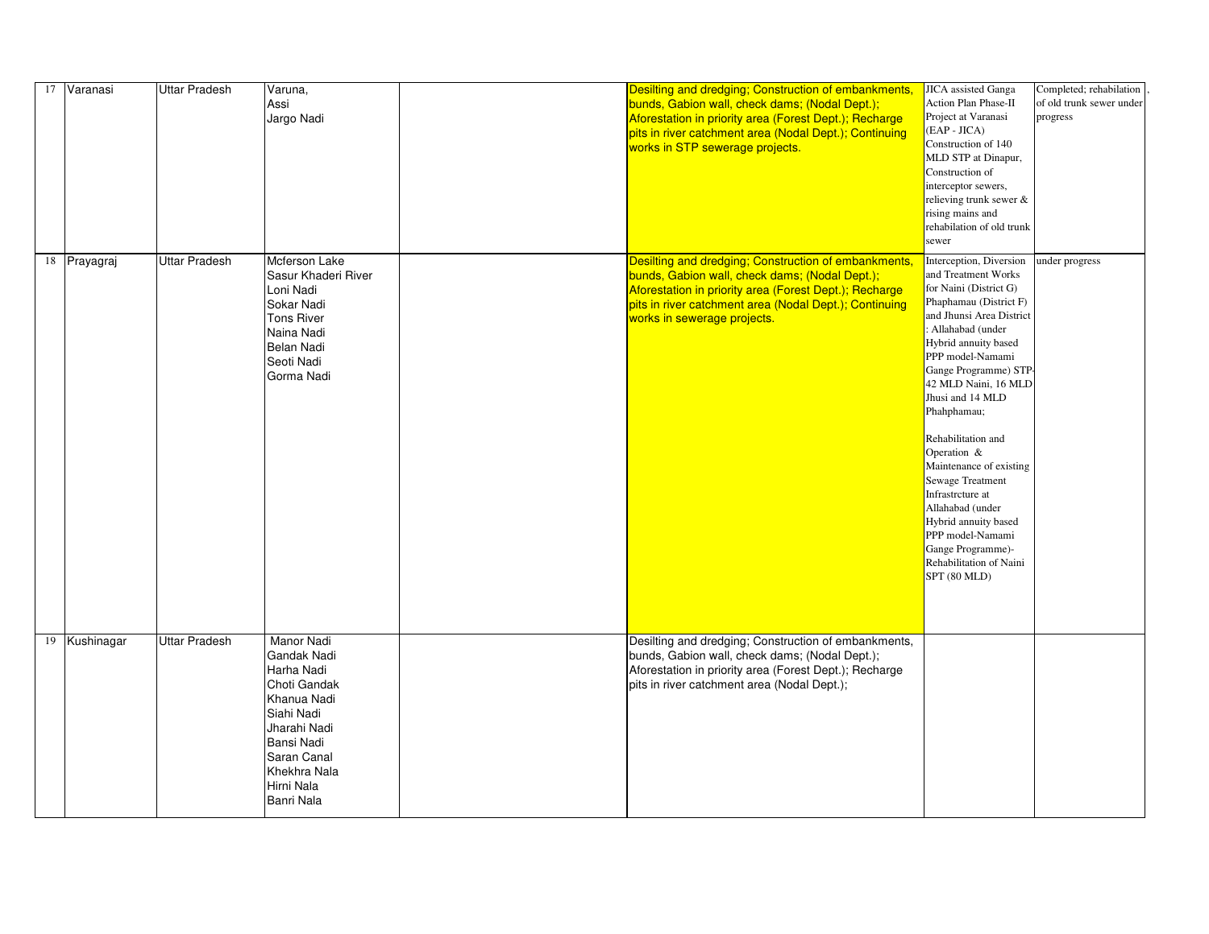| 17 | Varanasi | Uttar Pradesh | Varuna,<br>Assi<br>Jargo Nadi | | Desilting and dredging; Construction of embankments, bunds, Gabion wall, check dams; (Nodal Dept.); Aforestation in priority area (Forest Dept.); Recharge pits in river catchment area (Nodal Dept.); Continuing works in STP sewerage projects. | JICA assisted Ganga Action Plan Phase-II Project at Varanasi (EAP - JICA) Construction of 140 MLD STP at Dinapur, Construction of interceptor sewers, relieving trunk sewer & rising mains and rehabilation of old trunk sewer | Completed; rehabilation of old trunk sewer under progress |
|---|---|---|---|---|---|---|---|
| 18 | Prayagraj | Uttar Pradesh | Mcferson Lake<br>Sasur Khaderi River<br>Loni Nadi<br>Sokar Nadi<br>Tons River<br>Naina Nadi<br>Belan Nadi<br>Seoti Nadi<br>Gorma Nadi | | Desilting and dredging; Construction of embankments, bunds, Gabion wall, check dams; (Nodal Dept.); Aforestation in priority area (Forest Dept.); Recharge pits in river catchment area (Nodal Dept.); Continuing works in sewerage projects. | Interception, Diversion and Treatment Works for Naini (District G) Phaphamau (District F) and Jhunsi Area District : Allahabad (under Hybrid annuity based PPP model-Namami Gange Programme) STP-42 MLD Naini, 16 MLD Jhusi and 14 MLD Phahphamau;<br><br>Rehabilitation and Operation & Maintenance of existing Sewage Treatment Infrastrcture at Allahabad (under Hybrid annuity based PPP model-Namami Gange Programme)-Rehabilitation of Naini SPT (80 MLD) | under progress |
| 19 | Kushinagar | Uttar Pradesh | Manor Nadi<br>Gandak Nadi<br>Harha Nadi<br>Choti Gandak<br>Khanua Nadi<br>Siahi Nadi<br>Jharahi Nadi<br>Bansi Nadi<br>Saran Canal<br>Khekhra Nala<br>Hirni Nala<br>Banri Nala | | Desilting and dredging; Construction of embankments, bunds, Gabion wall, check dams; (Nodal Dept.); Aforestation in priority area (Forest Dept.); Recharge pits in river catchment area (Nodal Dept.); | | |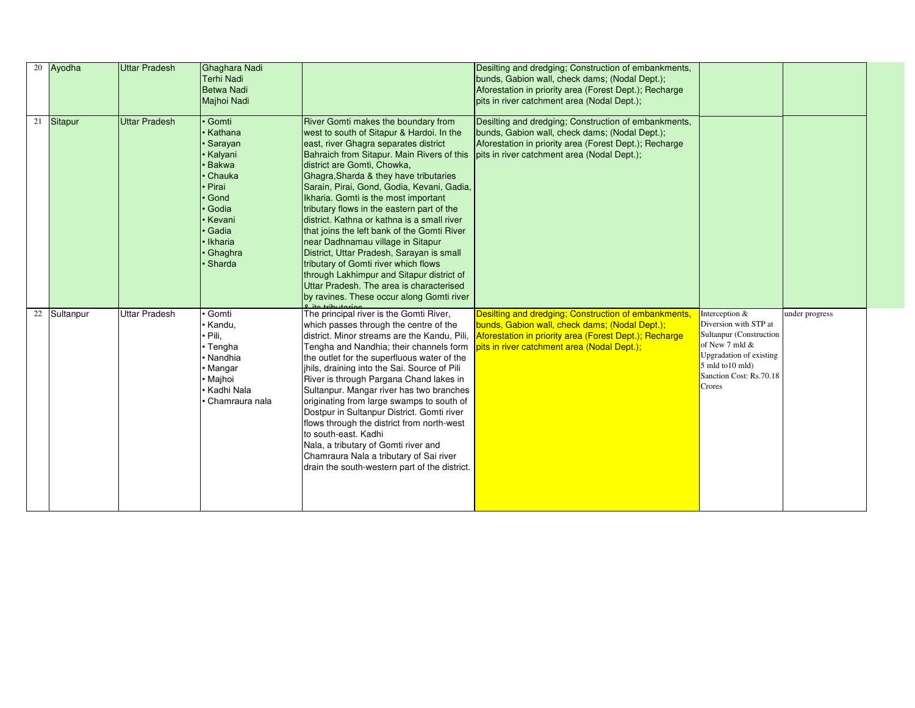| 20 | Ayodha | Uttar Pradesh | Ghaghara Nadi<br>Terhi Nadi<br>Betwa Nadi<br>Majhoi Nadi | | Desilting and dredging; Construction of embankments, bunds, Gabion wall, check dams; (Nodal Dept.); Aforestation in priority area (Forest Dept.); Recharge pits in river catchment area (Nodal Dept.); | | |
|---|---|---|---|---|---|---|---|
| 21 | Sitapur | Uttar Pradesh | • Gomti<br>• Kathana<br>• Sarayan<br>• Kalyani<br>• Bakwa<br>• Chauka<br>• Pirai<br>• Gond<br>• Godia<br>• Kevani<br>• Gadia<br>• Ikharia<br>• Ghaghra<br>• Sharda | River Gomti makes the boundary from west to south of Sitapur & Hardoi. In the east, river Ghagra separates district Bahraich from Sitapur. Main Rivers of this district are Gomti, Chowka, Ghagra,Sharda & they have tributaries Sarain, Pirai, Gond, Godia, Kevani, Gadia, Ikharia. Gomti is the most important tributary flows in the eastern part of the district. Kathna or kathna is a small river that joins the left bank of the Gomti River near Dadhnamau village in Sitapur District, Uttar Pradesh, Sarayan is small tributary of Gomti river which flows through Lakhimpur and Sitapur district of Uttar Pradesh. The area is characterised by ravines. These occur along Gomti river & its tributaries | Desilting and dredging; Construction of embankments, bunds, Gabion wall, check dams; (Nodal Dept.); Aforestation in priority area (Forest Dept.); Recharge pits in river catchment area (Nodal Dept.); | | |
| 22 | Sultanpur | Uttar Pradesh | • Gomti<br>• Kandu,<br>• Pili,<br>• Tengha<br>• Nandhia<br>• Mangar<br>• Majhoi<br>• Kadhi Nala<br>• Chamraura nala | The principal river is the Gomti River, which passes through the centre of the district. Minor streams are the Kandu, Pili, Tengha and Nandhia; their channels form the outlet for the superfluous water of the jhils, draining into the Sai. Source of Pili River is through Pargana Chand lakes in Sultanpur. Mangar river has two branches originating from large swamps to south of Dostpur in Sultanpur District. Gomti river flows through the district from north-west to south-east. Kadhi Nala, a tributary of Gomti river and Chamraura Nala a tributary of Sai river drain the south-western part of the district. | Desilting and dredging; Construction of embankments, bunds, Gabion wall, check dams; (Nodal Dept.); Aforestation in priority area (Forest Dept.); Recharge pits in river catchment area (Nodal Dept.); | Interception & Diversion with STP at Sultanpur (Construction of New 7 mld & Upgradation of existing 5 mld to10 mld) Sanction Cost: Rs.70.18 Crores | under progress |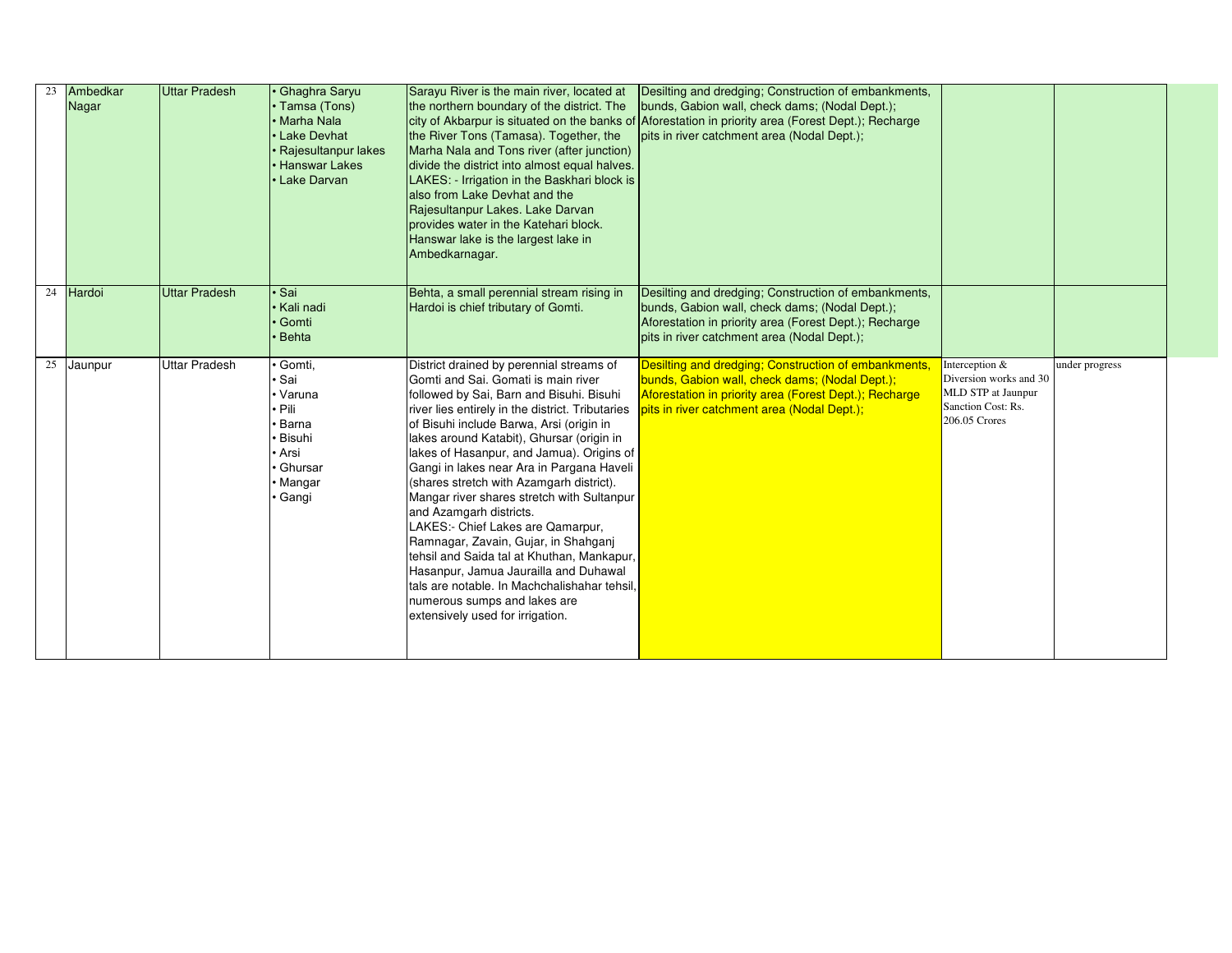| 23 | Ambedkar Nagar | Uttar Pradesh | • Ghaghra Saryu<br>• Tamsa (Tons)<br>• Marha Nala<br>• Lake Devhat<br>• Rajesultanpur lakes<br>• Hanswar Lakes<br>• Lake Darvan | Sarayu River is the main river, located at the northern boundary of the district. The city of Akbarpur is situated on the banks of the River Tons (Tamasa). Together, the Marha Nala and Tons river (after junction) divide the district into almost equal halves. LAKES: - Irrigation in the Baskhari block is also from Lake Devhat and the Rajesultanpur Lakes. Lake Darvan provides water in the Katehari block. Hanswar lake is the largest lake in Ambedkarnagar. | Desilting and dredging; Construction of embankments, bunds, Gabion wall, check dams; (Nodal Dept.); Aforestation in priority area (Forest Dept.); Recharge pits in river catchment area (Nodal Dept.); | | |
|---|---|---|---|---|---|---|---|
| 24 | Hardoi | Uttar Pradesh | • Sai<br>• Kali nadi<br>• Gomti<br>• Behta | Behta, a small perennial stream rising in Hardoi is chief tributary of Gomti. | Desilting and dredging; Construction of embankments, bunds, Gabion wall, check dams; (Nodal Dept.); Aforestation in priority area (Forest Dept.); Recharge pits in river catchment area (Nodal Dept.); | | |
| 25 | Jaunpur | Uttar Pradesh | • Gomti,<br>• Sai<br>• Varuna<br>• Pili<br>• Barna<br>• Bisuhi<br>• Arsi<br>• Ghursar<br>• Mangar<br>• Gangi | District drained by perennial streams of Gomti and Sai. Gomati is main river followed by Sai, Barn and Bisuhi. Bisuhi river lies entirely in the district. Tributaries of Bisuhi include Barwa, Arsi (origin in lakes around Katabit), Ghursar (origin in lakes of Hasanpur, and Jamua). Origins of Gangi in lakes near Ara in Pargana Haveli (shares stretch with Azamgarh district). Mangar river shares stretch with Sultanpur and Azamgarh districts.<br>LAKES:- Chief Lakes are Qamarpur, Ramnagar, Zavain, Gujar, in Shahganj tehsil and Saida tal at Khuthan, Mankapur, Hasanpur, Jamua Jauroilla and Duhawal tals are notable. In Machchalishahar tehsil, numerous sumps and lakes are extensively used for irrigation. | Desilting and dredging; Construction of embankments, bunds, Gabion wall, check dams; (Nodal Dept.); Aforestation in priority area (Forest Dept.); Recharge pits in river catchment area (Nodal Dept.); | Interception & Diversion works and 30 MLD STP at Jaunpur Sanction Cost: Rs. 206.05 Crores | under progress |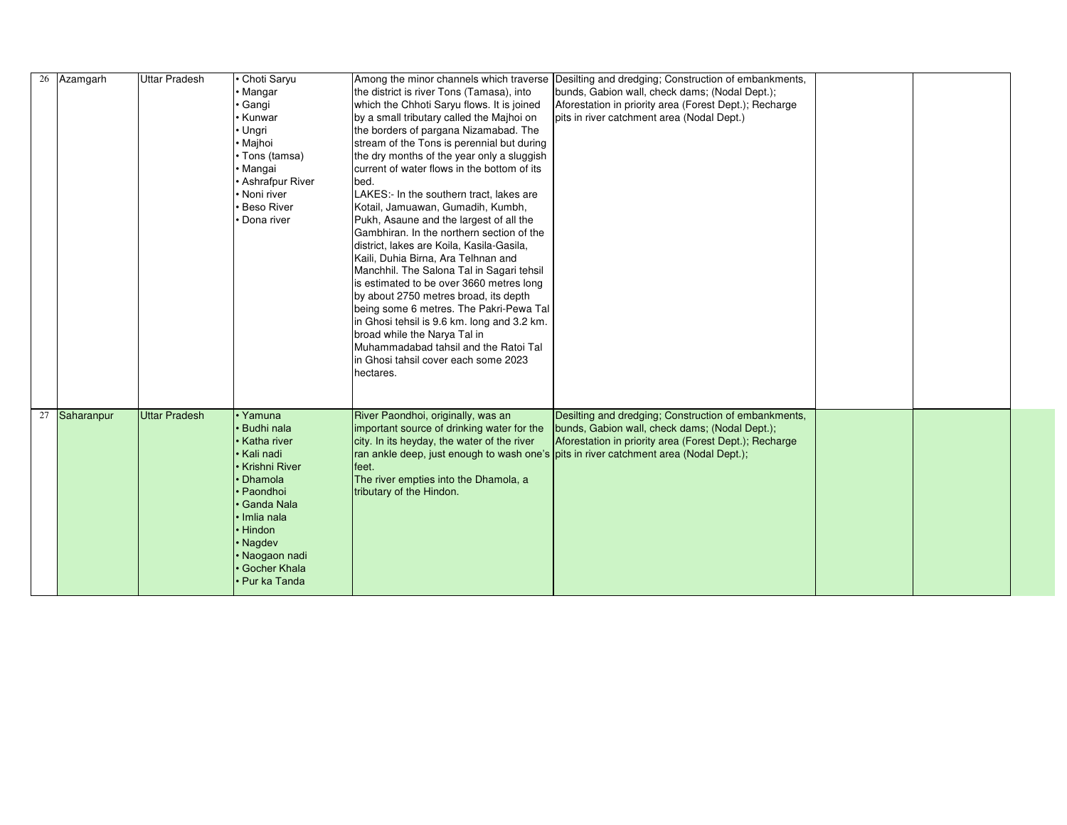| 26 | Azamgarh | Uttar Pradesh | • Choti Saryu<br>• Mangar<br>• Gangi<br>• Kunwar<br>• Ungri<br>• Majhoi<br>• Tons (tamsa)<br>• Mangai<br>• Ashrafpur River<br>• Noni river<br>• Beso River<br>• Dona river | Among the minor channels which traverse the district is river Tons (Tamasa), into which the Chhoti Saryu flows. It is joined by a small tributary called the Majhoi on the borders of pargana Nizamabad. The stream of the Tons is perennial but during the dry months of the year only a sluggish current of water flows in the bottom of its bed.<br>LAKES:- In the southern tract, lakes are Kotail, Jamuawan, Gumadih, Kumbh, Pukh, Asaune and the largest of all the Gambhiran. In the northern section of the district, lakes are Koila, Kasila-Gasila, Kaili, Duhia Birna, Ara Telhnan and Manchhil. The Salona Tal in Sagari tehsil is estimated to be over 3660 metres long by about 2750 metres broad, its depth being some 6 metres. The Pakri-Pewa Tal in Ghosi tehsil is 9.6 km. long and 3.2 km. broad while the Narya Tal in Muhammadabad tahsil and the Ratoi Tal in Ghosi tahsil cover each some 2023 hectares. | Desilting and dredging; Construction of embankments, bunds, Gabion wall, check dams; (Nodal Dept.); Aforestation in priority area (Forest Dept.); Recharge pits in river catchment area (Nodal Dept.) | | |
|---|---|---|---|---|---|---|---|
| 27 | Saharanpur | Uttar Pradesh | • Yamuna<br>• Budhi nala<br>• Katha river<br>• Kali nadi<br>• Krishni River<br>• Dhamola<br>• Paondhoi<br>• Ganda Nala<br>• Imlia nala<br>• Hindon<br>• Nagdev<br>• Naogaon nadi<br>• Gocher Khala<br>• Pur ka Tanda | River Paondhoi, originally, was an important source of drinking water for the city. In its heyday, the water of the river ran ankle deep, just enough to wash one's feet.<br>The river empties into the Dhamola, a tributary of the Hindon. | Desilting and dredging; Construction of embankments, bunds, Gabion wall, check dams; (Nodal Dept.); Aforestation in priority area (Forest Dept.); Recharge pits in river catchment area (Nodal Dept.); | | |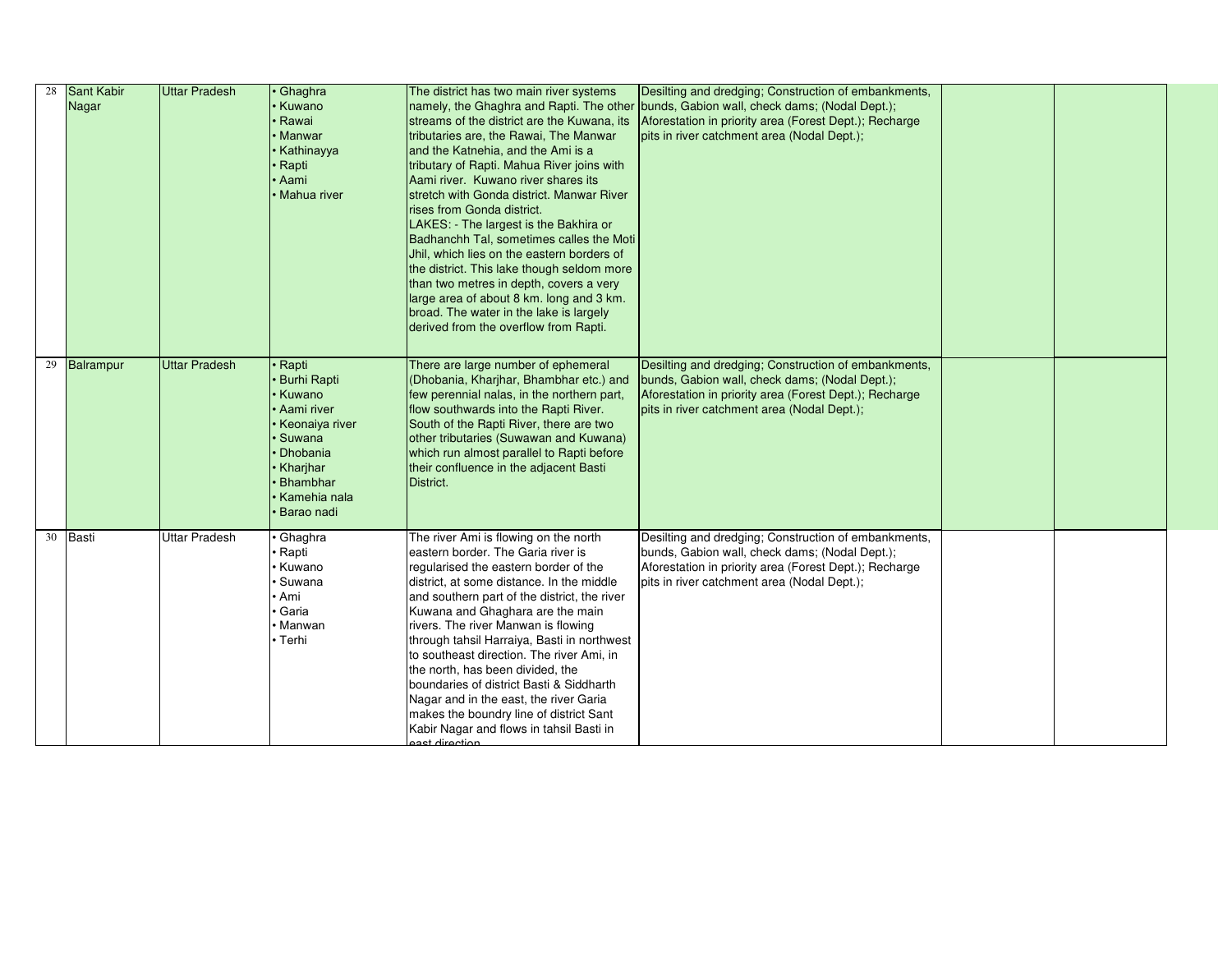| 28 | Sant Kabir Nagar | Uttar Pradesh | • Ghaghra<br>• Kuwano<br>• Rawai<br>• Manwar<br>• Kathinayya<br>• Rapti<br>• Aami<br>• Mahua river | The district has two main river systems namely, the Ghaghra and Rapti. The other streams of the district are the Kuwana, its tributaries are, the Rawai, The Manwar and the Katnehia, and the Ami is a tributary of Rapti. Mahua River joins with Aami river. Kuwano river shares its stretch with Gonda district. Manwar River rises from Gonda district.<br>LAKES: - The largest is the Bakhira or Badhanchh Tal, sometimes calles the Moti Jhil, which lies on the eastern borders of the district. This lake though seldom more than two metres in depth, covers a very large area of about 8 km. long and 3 km. broad. The water in the lake is largely derived from the overflow from Rapti. | Desilting and dredging; Construction of embankments, bunds, Gabion wall, check dams; (Nodal Dept.); Aforestation in priority area (Forest Dept.); Recharge pits in river catchment area (Nodal Dept.); | | |
|---|---|---|---|---|---|---|---|
| 29 | Balrampur | Uttar Pradesh | • Rapti<br>• Burhi Rapti<br>• Kuwano<br>• Aami river<br>• Keonaiya river<br>• Suwana<br>• Dhobania<br>• Kharjhar<br>• Bhambhar<br>• Kamehia nala<br>• Barao nadi | There are large number of ephemeral (Dhobania, Kharjhar, Bhambhar etc.) and few perennial nalas, in the northern part, flow southwards into the Rapti River. South of the Rapti River, there are two other tributaries (Suwawan and Kuwana) which run almost parallel to Rapti before their confluence in the adjacent Basti District. | Desilting and dredging; Construction of embankments, bunds, Gabion wall, check dams; (Nodal Dept.); Aforestation in priority area (Forest Dept.); Recharge pits in river catchment area (Nodal Dept.); | | |
| 30 | Basti | Uttar Pradesh | • Ghaghra<br>• Rapti<br>• Kuwano<br>• Suwana<br>• Ami<br>• Garia<br>• Manwan<br>• Terhi | The river Ami is flowing on the north eastern border. The Garia river is regularised the eastern border of the district, at some distance. In the middle and southern part of the district, the river Kuwana and Ghaghara are the main rivers. The river Manwan is flowing through tahsil Harraiya, Basti in northwest to southeast direction. The river Ami, in the north, has been divided, the boundaries of district Basti & Siddharth Nagar and in the east, the river Garia makes the boundry line of district Sant Kabir Nagar and flows in tahsil Basti in east direction | Desilting and dredging; Construction of embankments, bunds, Gabion wall, check dams; (Nodal Dept.); Aforestation in priority area (Forest Dept.); Recharge pits in river catchment area (Nodal Dept.); | | |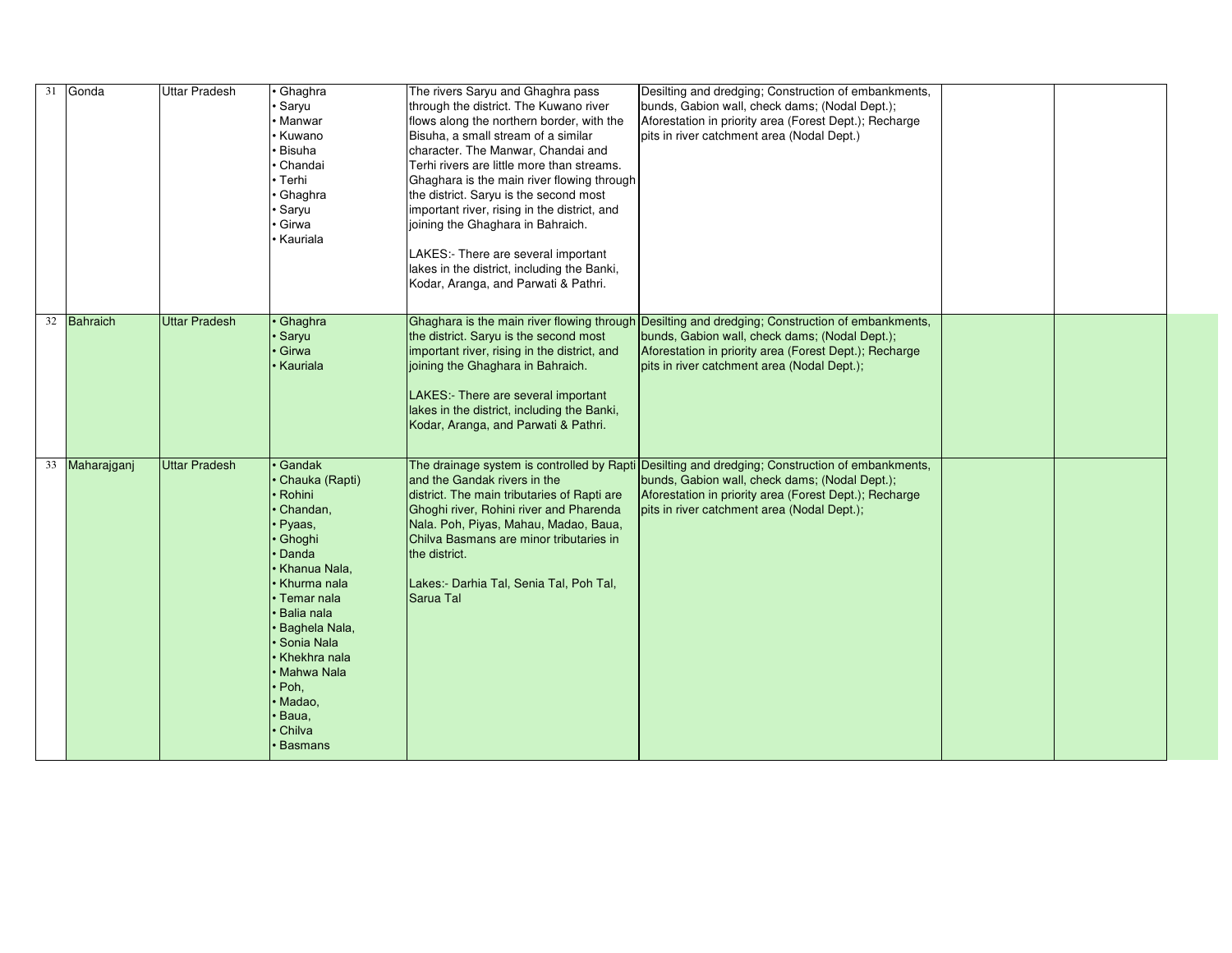| | | | | | | | |
|---|---|---|---|---|---|---|---|
| 31 | Gonda | Uttar Pradesh | • Ghaghra<br>• Saryu<br>• Manwar<br>• Kuwano<br>• Bisuha<br>• Chandai<br>• Terhi<br>• Ghaghra<br>• Saryu<br>• Girwa<br>• Kauriala | The rivers Saryu and Ghaghra pass through the district. The Kuwano river flows along the northern border, with the Bisuha, a small stream of a similar character. The Manwar, Chandai and Terhi rivers are little more than streams. Ghaghara is the main river flowing through the district. Saryu is the second most important river, rising in the district, and joining the Ghaghara in Bahraich.<br><br>LAKES:- There are several important lakes in the district, including the Banki, Kodar, Aranga, and Parwati & Pathri. | Desilting and dredging; Construction of embankments, bunds, Gabion wall, check dams; (Nodal Dept.); Aforestation in priority area (Forest Dept.); Recharge pits in river catchment area (Nodal Dept.) | | |
| 32 | Bahraich | Uttar Pradesh | • Ghaghra<br>• Saryu<br>• Girwa<br>• Kauriala | Ghaghara is the main river flowing through the district. Saryu is the second most important river, rising in the district, and joining the Ghaghara in Bahraich.<br><br>LAKES:- There are several important lakes in the district, including the Banki, Kodar, Aranga, and Parwati & Pathri. | Desilting and dredging; Construction of embankments, bunds, Gabion wall, check dams; (Nodal Dept.); Aforestation in priority area (Forest Dept.); Recharge pits in river catchment area (Nodal Dept.); | | |
| 33 | Maharajganj | Uttar Pradesh | • Gandak<br>• Chauka (Rapti)<br>• Rohini<br>• Chandan,<br>• Pyaas,<br>• Ghoghi<br>• Danda<br>• Khanua Nala,<br>• Khurma nala<br>• Temar nala<br>• Balia nala<br>• Baghela Nala,<br>• Sonia Nala<br>• Khekhra nala<br>• Mahwa Nala<br>• Poh,<br>• Madao,<br>• Baua,<br>• Chilva<br>• Basmans | The drainage system is controlled by Rapti and the Gandak rivers in the district. The main tributaries of Rapti are Ghoghi river, Rohini river and Pharenda Nala. Poh, Piyas, Mahau, Madao, Baua, Chilva Basmans are minor tributaries in the district.<br><br>Lakes:- Darhia Tal, Senia Tal, Poh Tal, Sarua Tal | Desilting and dredging; Construction of embankments, bunds, Gabion wall, check dams; (Nodal Dept.); Aforestation in priority area (Forest Dept.); Recharge pits in river catchment area (Nodal Dept.); | | |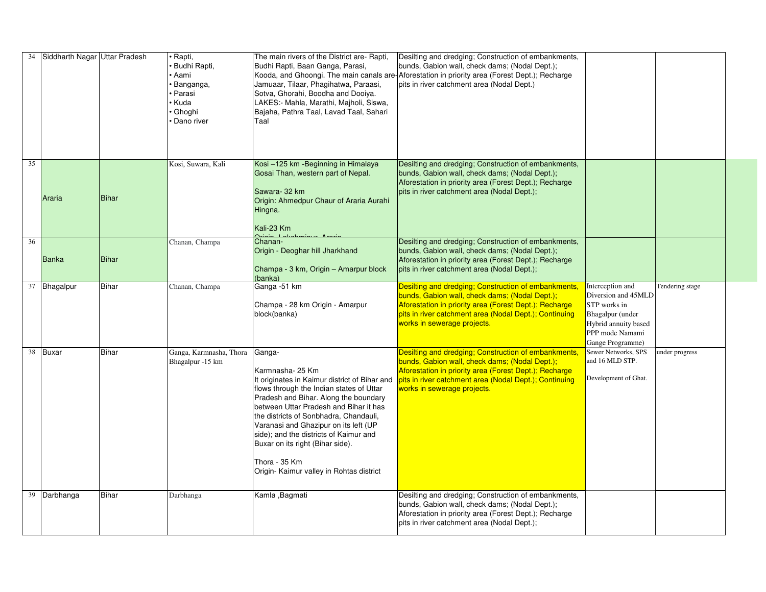| 34 | Siddharth Nagar | Uttar Pradesh | • Rapti,<br>• Budhi Rapti,<br>• Aami<br>• Banganga,<br>• Parasi<br>• Kuda<br>• Ghoghi<br>• Dano river | The main rivers of the District are- Rapti, Budhi Rapti, Baan Ganga, Parasi, Kooda, and Ghoongi. The main canals are-Jamuaar, Tilaar, Phagihatwa, Paraasi, Sotva, Ghorahi, Boodha and Dooiya. LAKES:- Mahla, Marathi, Majholi, Siswa, Bajaha, Pathra Taal, Lavad Taal, Sahari Taal | Desilting and dredging; Construction of embankments, bunds, Gabion wall, check dams; (Nodal Dept.); Aforestation in priority area (Forest Dept.); Recharge pits in river catchment area (Nodal Dept.) | | |
|---|---|---|---|---|---|---|---|
| 35 | Araria | Bihar | Kosi, Suwara, Kali | Kosi –125 km -Beginning in Himalaya Gosai Than, western part of Nepal.<br><br>Sawara- 32 km<br>Origin: Ahmedpur Chaur of Araria Aurahi Hingna.<br><br>Kali-23 Km<br>Origin- Lakshmipur, Araria | Desilting and dredging; Construction of embankments, bunds, Gabion wall, check dams; (Nodal Dept.); Aforestation in priority area (Forest Dept.); Recharge pits in river catchment area (Nodal Dept.); | | |
| 36 | Banka | Bihar | Chanan, Champa | Chanan-<br>Origin - Deoghar hill Jharkhand<br><br>Champa - 3 km, Origin – Amarpur block (banka) | Desilting and dredging; Construction of embankments, bunds, Gabion wall, check dams; (Nodal Dept.); Aforestation in priority area (Forest Dept.); Recharge pits in river catchment area (Nodal Dept.); | | |
| 37 | Bhagalpur | Bihar | Chanan, Champa | Ganga -51 km<br><br>Champa - 28 km Origin - Amarpur block(banka) | Desilting and dredging; Construction of embankments, bunds, Gabion wall, check dams; (Nodal Dept.); Aforestation in priority area (Forest Dept.); Recharge pits in river catchment area (Nodal Dept.); Continuing works in sewerage projects. | Interception and Diversion and 45MLD STP works in Bhagalpur (under Hybrid annuity based PPP mode Namami Gange Programme) | Tendering stage |
| 38 | Buxar | Bihar | Ganga, Karmnasha, Thora Bhagalpur -15 km | Ganga-<br><br>Karmnasha- 25 Km<br>It originates in Kaimur district of Bihar and flows through the Indian states of Uttar Pradesh and Bihar. Along the boundary between Uttar Pradesh and Bihar it has the districts of Sonbhadra, Chandauli, Varanasi and Ghazipur on its left (UP side); and the districts of Kaimur and Buxar on its right (Bihar side).<br><br>Thora - 35 Km<br>Origin- Kaimur valley in Rohtas district | Desilting and dredging; Construction of embankments, bunds, Gabion wall, check dams; (Nodal Dept.); Aforestation in priority area (Forest Dept.); Recharge pits in river catchment area (Nodal Dept.); Continuing works in sewerage projects. | Sewer Networks, SPS and 16 MLD STP.<br><br>Development of Ghat. | under progress |
| 39 | Darbhanga | Bihar | Darbhanga | Kamla ,Bagmati | Desilting and dredging; Construction of embankments, bunds, Gabion wall, check dams; (Nodal Dept.); Aforestation in priority area (Forest Dept.); Recharge pits in river catchment area (Nodal Dept.); | | |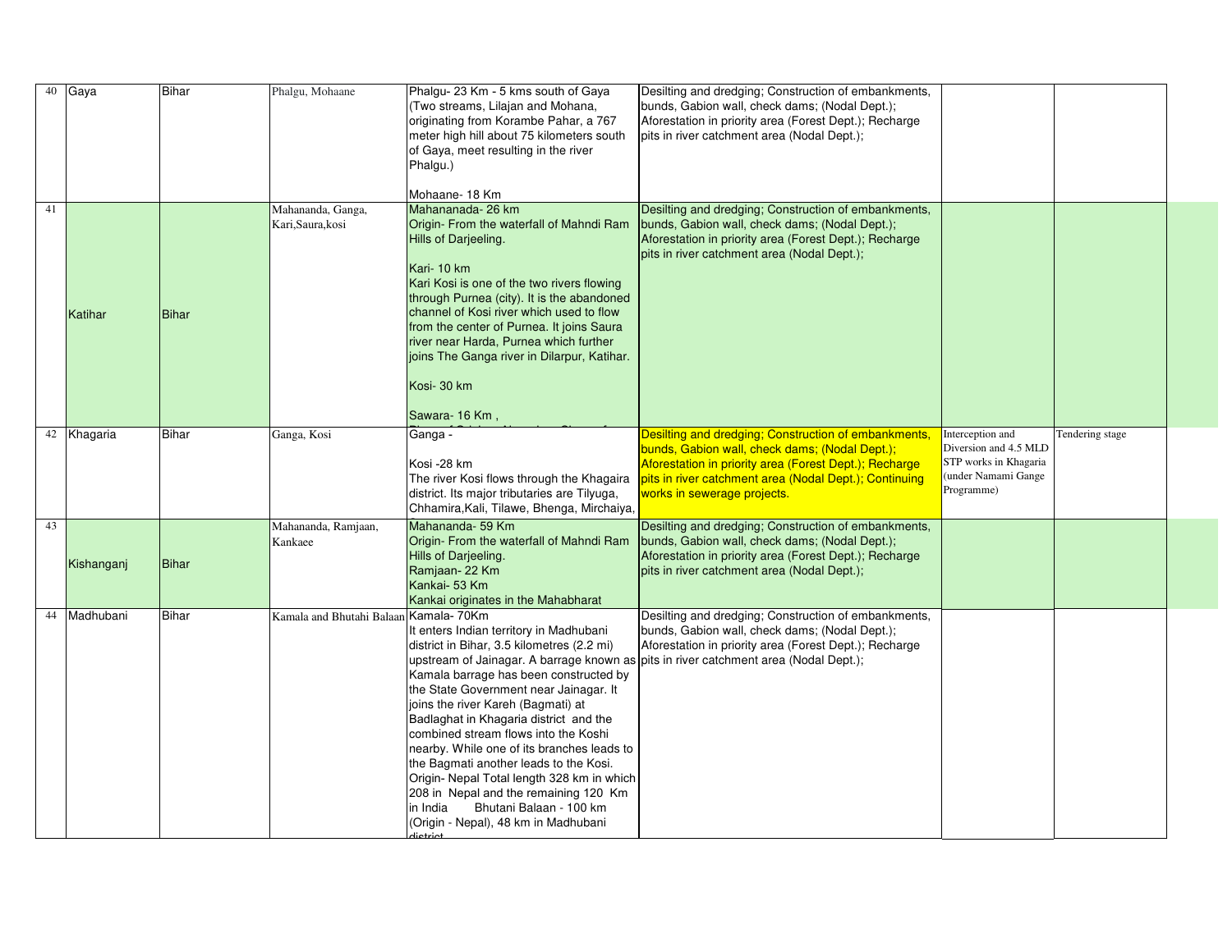| 40 | Gaya | Bihar | Phalgu, Mohaane | Phalgu- 23 Km - 5 kms south of Gaya (Two streams, Lilajan and Mohana, originating from Korambe Pahar, a 767 meter high hill about 75 kilometers south of Gaya, meet resulting in the river Phalgu.)<br><br>Mohaane- 18 Km | Desilting and dredging; Construction of embankments, bunds, Gabion wall, check dams; (Nodal Dept.); Aforestation in priority area (Forest Dept.); Recharge pits in river catchment area (Nodal Dept.); | | |
|---|---|---|---|---|---|---|---|
| 41 | Katihar | Bihar | Mahananda, Ganga, Kari,Saura,kosi | Mahananada- 26 km<br>Origin- From the waterfall of Mahndi Ram Hills of Darjeeling.<br><br>Kari- 10 km<br>Kari Kosi is one of the two rivers flowing through Purnea (city). It is the abandoned channel of Kosi river which used to flow from the center of Purnea. It joins Saura river near Harda, Purnea which further joins The Ganga river in Dilarpur, Katihar.<br><br>Kosi- 30 km<br><br>Sawara- 16 Km , | Desilting and dredging; Construction of embankments, bunds, Gabion wall, check dams; (Nodal Dept.); Aforestation in priority area (Forest Dept.); Recharge pits in river catchment area (Nodal Dept.); | | |
| 42 | Khagaria | Bihar | Ganga, Kosi | Ganga -<br><br>Kosi -28 km<br>The river Kosi flows through the Khagaira district. Its major tributaries are Tilyuga, Chhamira,Kali, Tilawe, Bhenga, Mirchaiya, | Desilting and dredging; Construction of embankments, bunds, Gabion wall, check dams; (Nodal Dept.); Aforestation in priority area (Forest Dept.); Recharge pits in river catchment area (Nodal Dept.); Continuing works in sewerage projects. | Interception and Diversion and 4.5 MLD STP works in Khagaria (under Namami Gange Programme) | Tendering stage |
| 43 | Kishanganj | Bihar | Mahananda, Ramjaan, Kankaee | Mahananda- 59 Km<br>Origin- From the waterfall of Mahndi Ram Hills of Darjeeling.<br>Ramjaan- 22 Km<br>Kankai- 53 Km<br>Kankai originates in the Mahabharat | Desilting and dredging; Construction of embankments, bunds, Gabion wall, check dams; (Nodal Dept.); Aforestation in priority area (Forest Dept.); Recharge pits in river catchment area (Nodal Dept.); | | |
| 44 | Madhubani | Bihar | Kamala and Bhutahi Balaan | Kamala- 70Km<br>It enters Indian territory in Madhubani district in Bihar, 3.5 kilometres (2.2 mi) upstream of Jainagar. A barrage known as Kamala barrage has been constructed by the State Government near Jainagar. It joins the river Kareh (Bagmati) at Badlaghat in Khagaria district and the combined stream flows into the Koshi nearby. While one of its branches leads to the Bagmati another leads to the Kosi. Origin- Nepal Total length 328 km in which 208 in Nepal and the remaining 120 Km in India Bhutani Balaan - 100 km (Origin - Nepal), 48 km in Madhubani district | Desilting and dredging; Construction of embankments, bunds, Gabion wall, check dams; (Nodal Dept.); Aforestation in priority area (Forest Dept.); Recharge pits in river catchment area (Nodal Dept.); | | |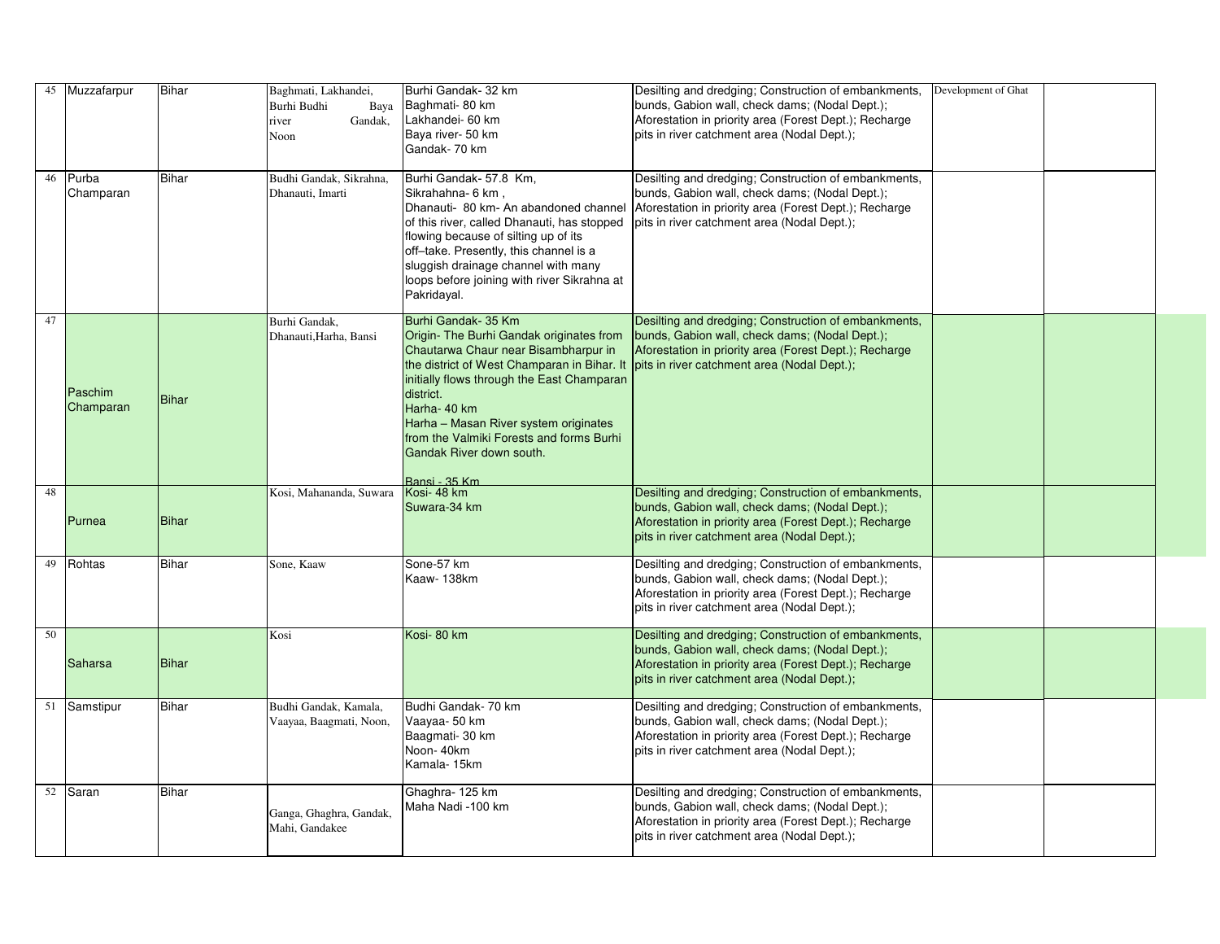| 45 | Muzzafarpur | Bihar | Baghmati, Lakhandei, Burhi Budhi Baya river Gandak, Noon | Burhi Gandak- 32 km<br>Baghmati- 80 km<br>Lakhandei- 60 km<br>Baya river- 50 km<br>Gandak- 70 km | Desilting and dredging; Construction of embankments, bunds, Gabion wall, check dams; (Nodal Dept.); Aforestation in priority area (Forest Dept.); Recharge pits in river catchment area (Nodal Dept.); | Development of Ghat | |
|---|---|---|---|---|---|---|---|
| 46 | Purba Champaran | Bihar | Budhi Gandak, Sikrahna, Dhanauti, Imarti | Burhi Gandak- 57.8 Km,<br>Sikrahahna- 6 km ,<br>Dhanauti- 80 km- An abandoned channel of this river, called Dhanauti, has stopped flowing because of silting up of its off–take. Presently, this channel is a sluggish drainage channel with many loops before joining with river Sikrahna at Pakridayal. | Desilting and dredging; Construction of embankments, bunds, Gabion wall, check dams; (Nodal Dept.); Aforestation in priority area (Forest Dept.); Recharge pits in river catchment area (Nodal Dept.); | | |
| 47 | Paschim Champaran | Bihar | Burhi Gandak, Dhanauti,Harha, Bansi | Burhi Gandak- 35 Km<br>Origin- The Burhi Gandak originates from Chautarwa Chaur near Bisambharpur in the district of West Champaran in Bihar. It initially flows through the East Champaran district.<br>Harha- 40 km<br>Harha – Masan River system originates from the Valmiki Forests and forms Burhi Gandak River down south.<br>Bansi - 35 Km | Desilting and dredging; Construction of embankments, bunds, Gabion wall, check dams; (Nodal Dept.); Aforestation in priority area (Forest Dept.); Recharge pits in river catchment area (Nodal Dept.); | | |
| 48 | Purnea | Bihar | Kosi, Mahananda, Suwara | Kosi- 48 km<br>Suwara-34 km | Desilting and dredging; Construction of embankments, bunds, Gabion wall, check dams; (Nodal Dept.); Aforestation in priority area (Forest Dept.); Recharge pits in river catchment area (Nodal Dept.); | | |
| 49 | Rohtas | Bihar | Sone, Kaaw | Sone-57 km<br>Kaaw- 138km | Desilting and dredging; Construction of embankments, bunds, Gabion wall, check dams; (Nodal Dept.); Aforestation in priority area (Forest Dept.); Recharge pits in river catchment area (Nodal Dept.); | | |
| 50 | Saharsa | Bihar | Kosi | Kosi- 80 km | Desilting and dredging; Construction of embankments, bunds, Gabion wall, check dams; (Nodal Dept.); Aforestation in priority area (Forest Dept.); Recharge pits in river catchment area (Nodal Dept.); | | |
| 51 | Samstipur | Bihar | Budhi Gandak, Kamala, Vaayaa, Baagmati, Noon, | Budhi Gandak- 70 km<br>Vaayaa- 50 km<br>Baagmati- 30 km<br>Noon- 40km<br>Kamala- 15km | Desilting and dredging; Construction of embankments, bunds, Gabion wall, check dams; (Nodal Dept.); Aforestation in priority area (Forest Dept.); Recharge pits in river catchment area (Nodal Dept.); | | |
| 52 | Saran | Bihar | Ganga, Ghaghra, Gandak, Mahi, Gandakee | Ghaghra- 125 km<br>Maha Nadi -100 km | Desilting and dredging; Construction of embankments, bunds, Gabion wall, check dams; (Nodal Dept.); Aforestation in priority area (Forest Dept.); Recharge pits in river catchment area (Nodal Dept.); | | |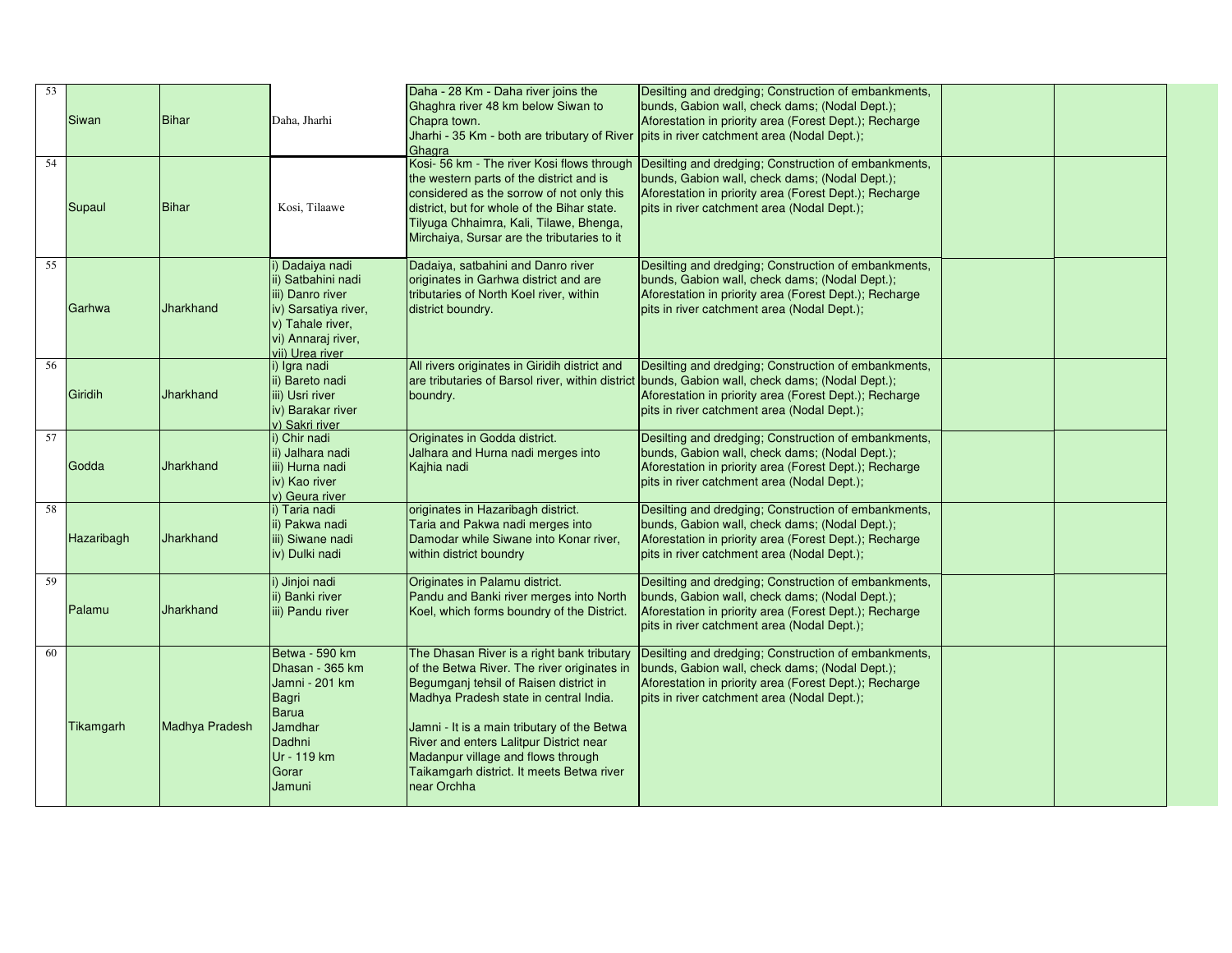| | | | | | | | |
|---|---|---|---|---|---|---|---|
| 53 | Siwan | Bihar | Daha, Jharhi | Daha - 28 Km - Daha river joins the Ghaghra river 48 km below Siwan to Chapra town.<br>Jharhi - 35 Km - both are tributary of River Ghagra | Desilting and dredging; Construction of embankments, bunds, Gabion wall, check dams; (Nodal Dept.); Aforestation in priority area (Forest Dept.); Recharge pits in river catchment area (Nodal Dept.); | | |
| 54 | Supaul | Bihar | Kosi, Tilaawe | Kosi- 56 km - The river Kosi flows through the western parts of the district and is considered as the sorrow of not only this district, but for whole of the Bihar state. Tilyuga Chhaimra, Kali, Tilawe, Bhenga, Mirchaiya, Sursar are the tributaries to it | Desilting and dredging; Construction of embankments, bunds, Gabion wall, check dams; (Nodal Dept.); Aforestation in priority area (Forest Dept.); Recharge pits in river catchment area (Nodal Dept.); | | |
| 55 | Garhwa | Jharkhand | i) Dadaiya nadi<br>ii) Satbahini nadi<br>iii) Danro river<br>iv) Sarsatiya river,<br>v) Tahale river,<br>vi) Annaraj river,<br>vii) Urea river | Dadaiya, satbahini and Danro river originates in Garhwa district and are tributaries of North Koel river, within district boundry. | Desilting and dredging; Construction of embankments, bunds, Gabion wall, check dams; (Nodal Dept.); Aforestation in priority area (Forest Dept.); Recharge pits in river catchment area (Nodal Dept.); | | |
| 56 | Giridih | Jharkhand | i) Igra nadi<br>ii) Bareto nadi<br>iii) Usri river<br>iv) Barakar river<br>v) Sakri river | All rivers originates in Giridih district and are tributaries of Barsol river, within district boundry. | Desilting and dredging; Construction of embankments, bunds, Gabion wall, check dams; (Nodal Dept.); Aforestation in priority area (Forest Dept.); Recharge pits in river catchment area (Nodal Dept.); | | |
| 57 | Godda | Jharkhand | i) Chir nadi<br>ii) Jalhara nadi<br>iii) Hurna nadi<br>iv) Kao river<br>v) Geura river | Originates in Godda district.<br>Jalhara and Hurna nadi merges into Kajhia nadi | Desilting and dredging; Construction of embankments, bunds, Gabion wall, check dams; (Nodal Dept.); Aforestation in priority area (Forest Dept.); Recharge pits in river catchment area (Nodal Dept.); | | |
| 58 | Hazaribagh | Jharkhand | i) Taria nadi<br>ii) Pakwa nadi<br>iii) Siwane nadi<br>iv) Dulki nadi | originates in Hazaribagh district.<br>Taria and Pakwa nadi merges into Damodar while Siwane into Konar river, within district boundry. | Desilting and dredging; Construction of embankments, bunds, Gabion wall, check dams; (Nodal Dept.); Aforestation in priority area (Forest Dept.); Recharge pits in river catchment area (Nodal Dept.); | | |
| 59 | Palamu | Jharkhand | i) Jinjoi nadi<br>ii) Banki river<br>iii) Pandu river | Originates in Palamu district.<br>Pandu and Banki river merges into North Koel, which forms boundry of the District. | Desilting and dredging; Construction of embankments, bunds, Gabion wall, check dams; (Nodal Dept.); Aforestation in priority area (Forest Dept.); Recharge pits in river catchment area (Nodal Dept.); | | |
| 60 | Tikamgarh | Madhya Pradesh | Betwa - 590 km<br>Dhasan - 365 km<br>Jamni - 201 km<br>Bagri<br>Barua<br>Jamdhar<br>Dadhni<br>Ur - 119 km<br>Gorar<br>Jamuni | The Dhasan River is a right bank tributary of the Betwa River. The river originates in Begumganj tehsil of Raisen district in Madhya Pradesh state in central India.<br><br>Jamni - It is a main tributary of the Betwa River and enters Lalitpur District near Madanpur village and flows through Taikamgarh district. It meets Betwa river near Orchha | Desilting and dredging; Construction of embankments, bunds, Gabion wall, check dams; (Nodal Dept.); Aforestation in priority area (Forest Dept.); Recharge pits in river catchment area (Nodal Dept.); | | |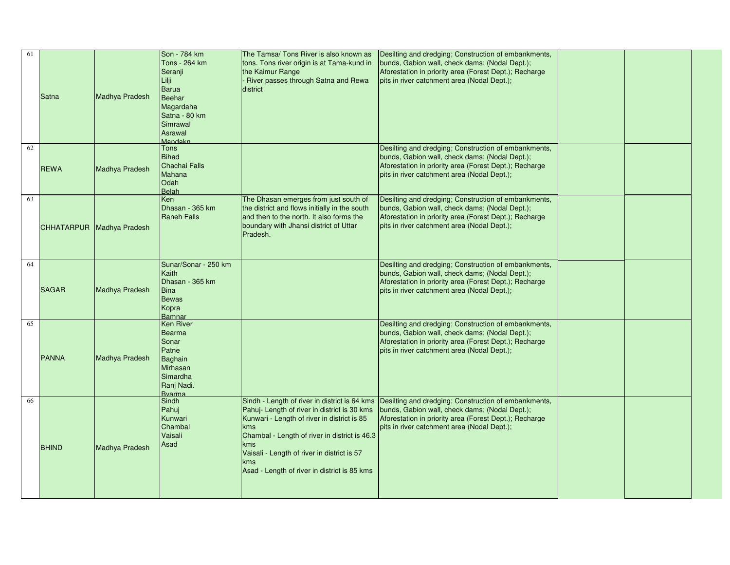| 61 | Satna | Madhya Pradesh | Son - 784 km<br>Tons - 264 km<br>Seranji<br>Lilji<br>Barua<br>Beehar<br>Magardaha<br>Satna - 80 km<br>Simrawal<br>Asrawal<br>Mandakn | The Tamsa/ Tons River is also known as tons. Tons river origin is at Tama-kund in the Kaimur Range<br>- River passes through Satna and Rewa district | Desilting and dredging; Construction of embankments, bunds, Gabion wall, check dams; (Nodal Dept.); Aforestation in priority area (Forest Dept.); Recharge pits in river catchment area (Nodal Dept.); | | |
|---|---|---|---|---|---|---|---|
| 62 | REWA | Madhya Pradesh | Tons<br>Bihad<br>Chachai Falls<br>Mahana<br>Odah<br>Belah | | Desilting and dredging; Construction of embankments, bunds, Gabion wall, check dams; (Nodal Dept.); Aforestation in priority area (Forest Dept.); Recharge pits in river catchment area (Nodal Dept.); | | |
| 63 | CHHATARPUR | Madhya Pradesh | Ken<br>Dhasan - 365 km<br>Raneh Falls | The Dhasan emerges from just south of the district and flows initially in the south and then to the north. It also forms the boundary with Jhansi district of Uttar Pradesh. | Desilting and dredging; Construction of embankments, bunds, Gabion wall, check dams; (Nodal Dept.); Aforestation in priority area (Forest Dept.); Recharge pits in river catchment area (Nodal Dept.); | | |
| 64 | SAGAR | Madhya Pradesh | Sunar/Sonar - 250 km<br>Kaith<br>Dhasan - 365 km<br>Bina<br>Bewas<br>Kopra<br>Bamnar | | Desilting and dredging; Construction of embankments, bunds, Gabion wall, check dams; (Nodal Dept.); Aforestation in priority area (Forest Dept.); Recharge pits in river catchment area (Nodal Dept.); | | |
| 65 | PANNA | Madhya Pradesh | Ken River<br>Bearma<br>Sonar<br>Patne<br>Baghain<br>Mirhasan<br>Simardha<br>Ranj Nadi.<br>Byarma | | Desilting and dredging; Construction of embankments, bunds, Gabion wall, check dams; (Nodal Dept.); Aforestation in priority area (Forest Dept.); Recharge pits in river catchment area (Nodal Dept.); | | |
| 66 | BHIND | Madhya Pradesh | Sindh<br>Pahuj<br>Kunwari<br>Chambal<br>Vaisali<br>Asad | Sindh - Length of river in district is 64 kms<br>Pahuj- Length of river in district is 30 kms<br>Kunwari - Length of river in district is 85 kms<br>Chambal - Length of river in district is 46.3 kms<br>Vaisali - Length of river in district is 57 kms<br>Asad - Length of river in district is 85 kms | Desilting and dredging; Construction of embankments, bunds, Gabion wall, check dams; (Nodal Dept.); Aforestation in priority area (Forest Dept.); Recharge pits in river catchment area (Nodal Dept.); | | |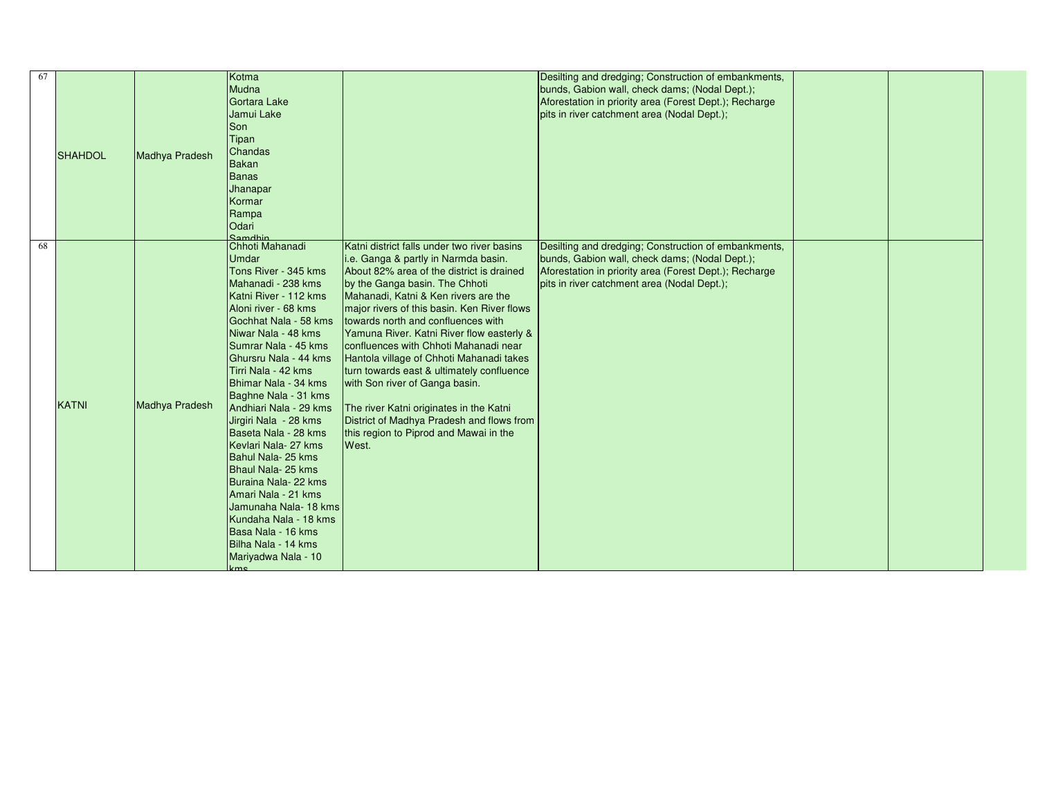| 67 | SHAHDOL | Madhya Pradesh | Kotma<br>Mudna<br>Gortara Lake<br>Jamui Lake<br>Son<br>Tipan<br>Chandas<br>Bakan<br>Banas<br>Jhanapar<br>Kormar<br>Rampa<br>Odari<br>Samdhin | | Desilting and dredging; Construction of embankments, bunds, Gabion wall, check dams; (Nodal Dept.); Aforestation in priority area (Forest Dept.); Recharge pits in river catchment area (Nodal Dept.); | | |
|---|---|---|---|---|---|---|---|
| 68 | KATNI | Madhya Pradesh | Chhoti Mahanadi<br>Umdar<br>Tons River - 345 kms<br>Mahanadi - 238 kms<br>Katni River - 112 kms<br>Aloni river - 68 kms<br>Gochhat Nala - 58 kms<br>Niwar Nala - 48 kms<br>Sumrar Nala - 45 kms<br>Ghursru Nala - 44 kms<br>Tirri Nala - 42 kms<br>Bhimar Nala - 34 kms<br>Baghne Nala - 31 kms<br>Andhiari Nala - 29 kms<br>Jirgiri Nala - 28 kms<br>Baseta Nala - 28 kms<br>Kevlari Nala- 27 kms<br>Bahul Nala- 25 kms<br>Bhaul Nala- 25 kms<br>Buraina Nala- 22 kms<br>Amari Nala - 21 kms<br>Jamunaha Nala- 18 kms<br>Kundaha Nala - 18 kms<br>Basa Nala - 16 kms<br>Bilha Nala - 14 kms<br>Mariyadwa Nala - 10 kms | Katni district falls under two river basins i.e. Ganga & partly in Narmda basin. About 82% area of the district is drained by the Ganga basin. The Chhoti Mahanadi, Katni & Ken rivers are the major rivers of this basin. Ken River flows towards north and confluences with Yamuna River. Katni River flow easterly & confluences with Chhoti Mahanadi near Hantola village of Chhoti Mahanadi takes turn towards east & ultimately confluence with Son river of Ganga basin.<br><br>The river Katni originates in the Katni District of Madhya Pradesh and flows from this region to Piprod and Mawai in the West. | Desilting and dredging; Construction of embankments, bunds, Gabion wall, check dams; (Nodal Dept.); Aforestation in priority area (Forest Dept.); Recharge pits in river catchment area (Nodal Dept.); | | |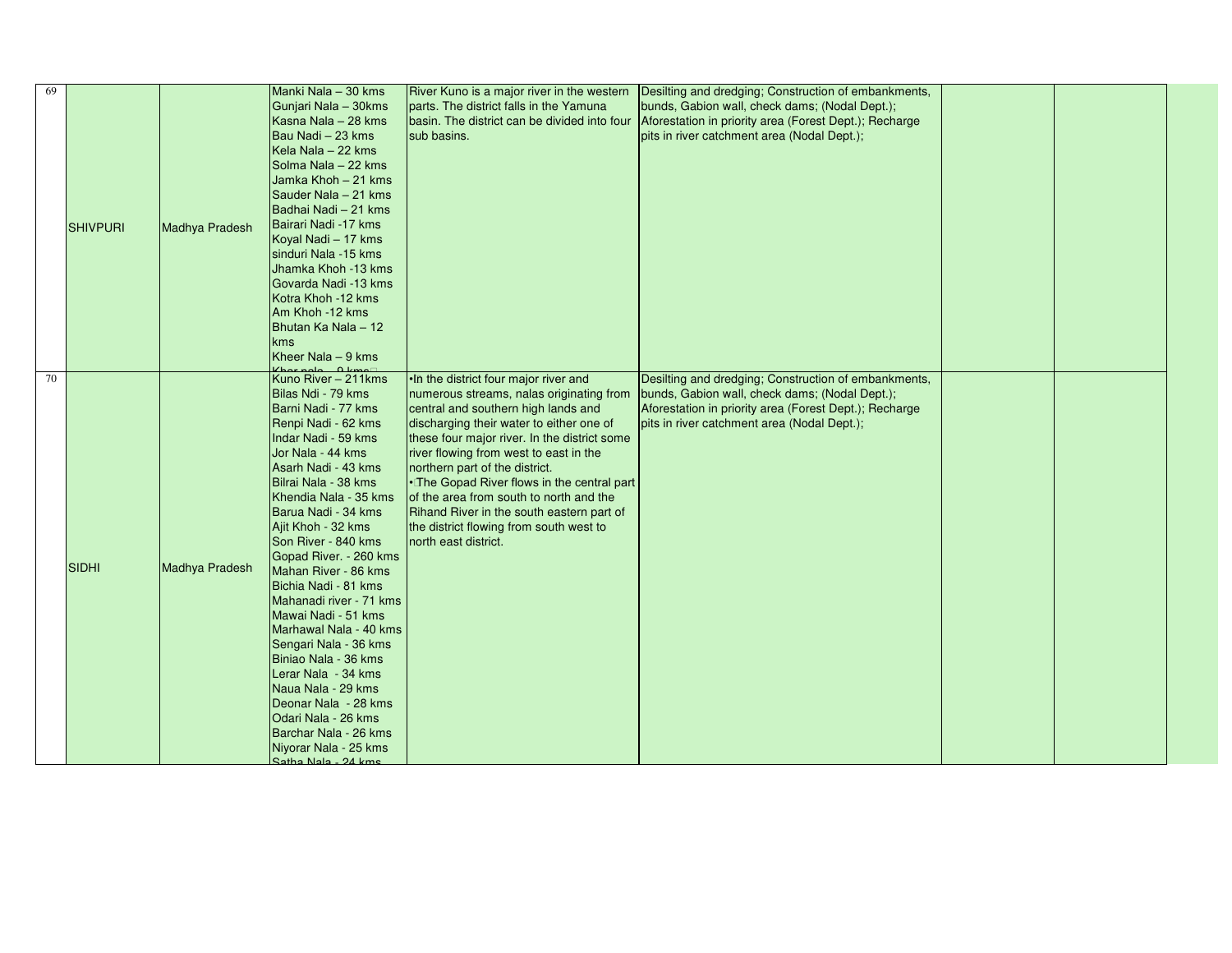| | | | | | | | |
|---|---|---|---|---|---|---|---|
| 69 | SHIVPURI | Madhya Pradesh | Manki Nala – 30 kms<br>Gunjari Nala – 30kms<br>Kasna Nala – 28 kms<br>Bau Nadi – 23 kms<br>Kela Nala – 22 kms<br>Solma Nala – 22 kms<br>Jamka Khoh – 21 kms<br>Sauder Nala – 21 kms<br>Badhai Nadi – 21 kms<br>Bairari Nadi -17 kms<br>Koyal Nadi – 17 kms<br>sinduri Nala -15 kms<br>Jhamka Khoh -13 kms<br>Govarda Nadi -13 kms<br>Kotra Khoh -12 kms<br>Am Khoh -12 kms<br>Bhutan Ka Nala – 12 kms<br>Kheer Nala – 9 kms<br>Khar nala – 9 kms | River Kuno is a major river in the western parts. The district falls in the Yamuna basin. The district can be divided into four sub basins. | Desilting and dredging; Construction of embankments, bunds, Gabion wall, check dams; (Nodal Dept.); Aforestation in priority area (Forest Dept.); Recharge pits in river catchment area (Nodal Dept.); | | |
| 70 | SIDHI | Madhya Pradesh | Kuno River – 211kms<br>Bilas Ndi - 79 kms<br>Barni Nadi - 77 kms<br>Renpi Nadi - 62 kms<br>Indar Nadi - 59 kms<br>Jor Nala - 44 kms<br>Asarh Nadi - 43 kms<br>Bilrai Nala - 38 kms<br>Khendia Nala - 35 kms<br>Barua Nadi - 34 kms<br>Ajit Khoh - 32 kms<br>Son River - 840 kms<br>Gopad River. - 260 kms<br>Mahan River - 86 kms<br>Bichia Nadi - 81 kms<br>Mahanadi river - 71 kms<br>Mawai Nadi - 51 kms<br>Marhawal Nala - 40 kms<br>Sengari Nala - 36 kms<br>Biniao Nala - 36 kms<br>Lerar Nala - 34 kms<br>Naua Nala - 29 kms<br>Deonar Nala - 28 kms<br>Odari Nala - 26 kms<br>Barchar Nala - 26 kms<br>Niyorar Nala - 25 kms<br>Satha Nala - 24 kms | •In the district four major river and numerous streams, nalas originating from central and southern high lands and discharging their water to either one of these four major river. In the district some river flowing from west to east in the northern part of the district.<br>• The Gopad River flows in the central part of the area from south to north and the Rihand River in the south eastern part of the district flowing from south west to north east district. | Desilting and dredging; Construction of embankments, bunds, Gabion wall, check dams; (Nodal Dept.); Aforestation in priority area (Forest Dept.); Recharge pits in river catchment area (Nodal Dept.); | | |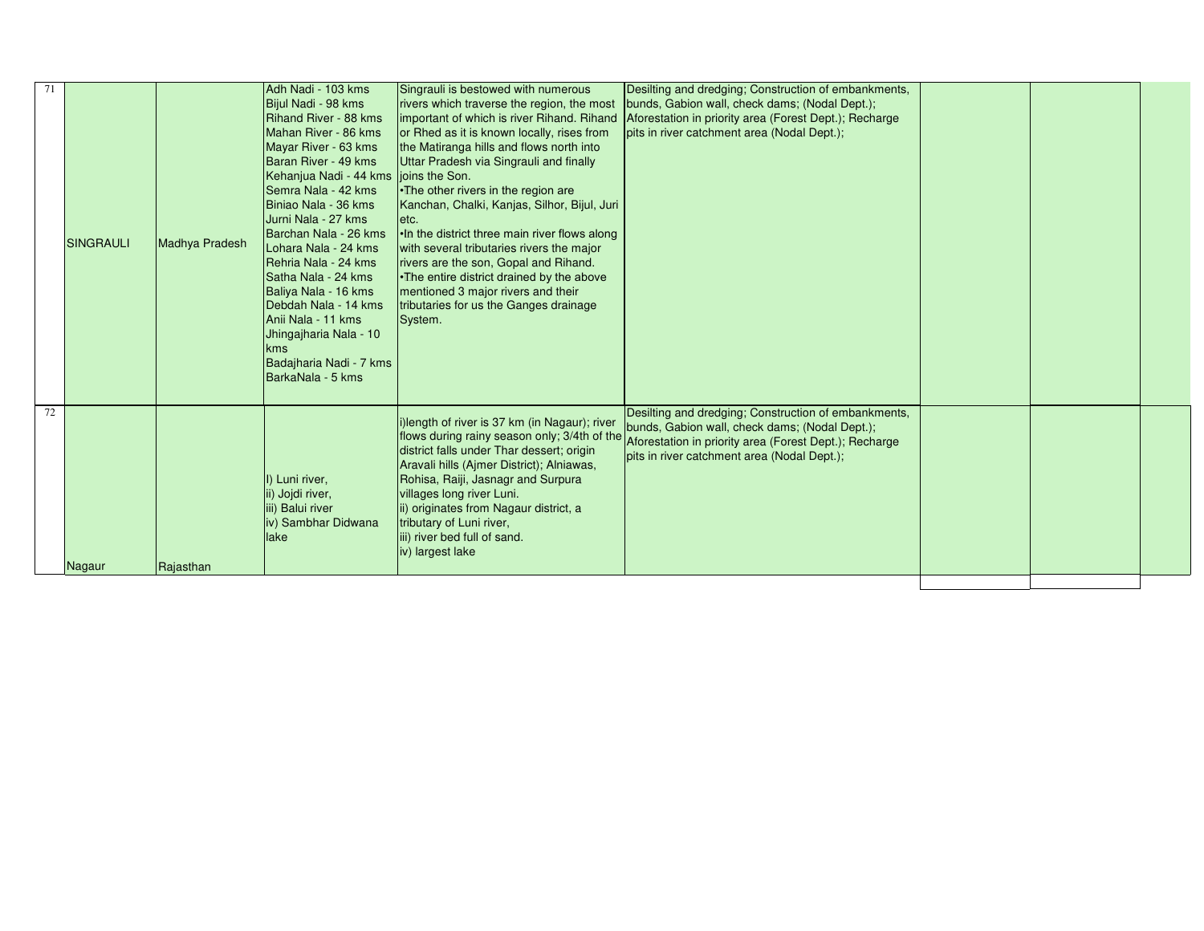| | | | | | | | | |
|---|---|---|---|---|---|---|---|---|
| 71 | SINGRAULI | Madhya Pradesh | Adh Nadi - 103 kms<br>Bijul Nadi - 98 kms<br>Rihand River - 88 kms<br>Mahan River - 86 kms<br>Mayar River - 63 kms<br>Baran River - 49 kms<br>Kehanjua Nadi - 44 kms<br>Semra Nala - 42 kms<br>Biniao Nala - 36 kms<br>Jurni Nala - 27 kms<br>Barchan Nala - 26 kms<br>Lohara Nala - 24 kms<br>Rehria Nala - 24 kms<br>Satha Nala - 24 kms<br>Baliya Nala - 16 kms<br>Debdah Nala - 14 kms<br>Anii Nala - 11 kms<br>Jhingajharia Nala - 10 kms<br>Badajharia Nadi - 7 kms<br>BarkaNala - 5 kms | Singrauli is bestowed with numerous rivers which traverse the region, the most important of which is river Rihand. Rihand or Rhed as it is known locally, rises from the Matiranga hills and flows north into Uttar Pradesh via Singrauli and finally joins the Son.<br>•The other rivers in the region are Kanchan, Chalki, Kanjas, Silhor, Bijul, Juri etc.<br>•In the district three main river flows along with several tributaries rivers the major rivers are the son, Gopal and Rihand.<br>•The entire district drained by the above mentioned 3 major rivers and their tributaries for us the Ganges drainage System. | Desilting and dredging; Construction of embankments, bunds, Gabion wall, check dams; (Nodal Dept.); Aforestation in priority area (Forest Dept.); Recharge pits in river catchment area (Nodal Dept.); | | | |
| 72 | Nagaur | Rajasthan | I) Luni river,<br>ii) Jojdi river,<br>iii) Balui river<br>iv) Sambhar Didwana lake | i)length of river is 37 km (in Nagaur); river flows during rainy season only; 3/4th of the district falls under Thar dessert; origin Aravali hills (Ajmer District); Alniawas, Rohisa, Raiji, Jasnagr and Surpura villages long river Luni.<br>ii) originates from Nagaur district, a tributary of Luni river,<br>iii) river bed full of sand.<br>iv) largest lake | Desilting and dredging; Construction of embankments, bunds, Gabion wall, check dams; (Nodal Dept.); Aforestation in priority area (Forest Dept.); Recharge pits in river catchment area (Nodal Dept.); | | | |